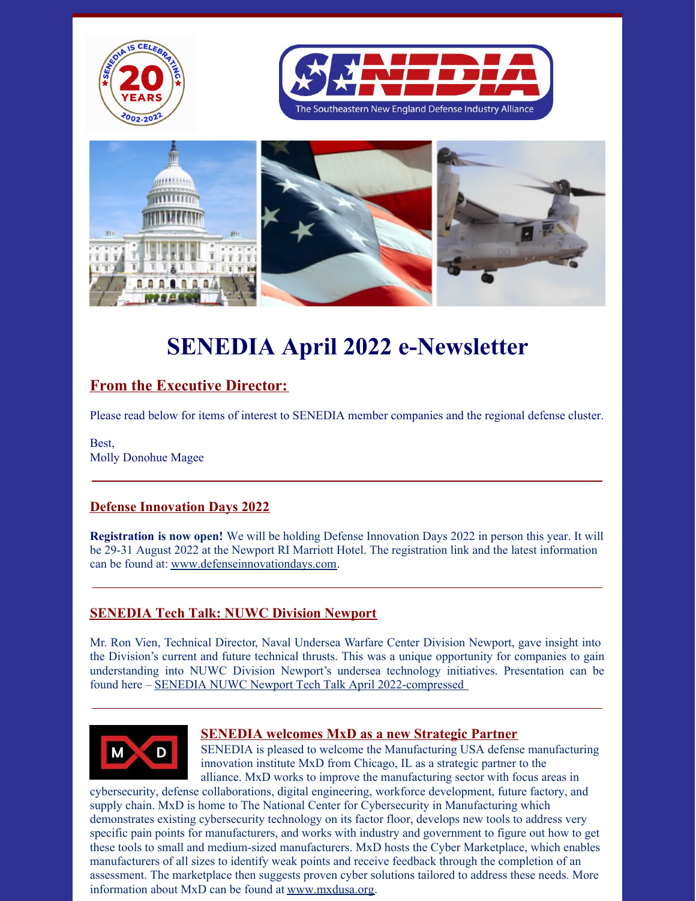# SENEDIA April 2022 e-Newsletter

## From the Executive Director:

Please read below for items of interest to SENEDIA member companies and the regional defense cluster.

Best,
Molly Donohue Magee

---

## Defense Innovation Days 2022

**Registration is now open!** We will be holding Defense Innovation Days 2022 in person this year. It will be 29-31 August 2022 at the Newport RI Marriott Hotel. The registration link and the latest information can be found at: www.defenseinnovationdays.com.

---

## SENEDIA Tech Talk: NUWC Division Newport

Mr. Ron Vien, Technical Director, Naval Undersea Warfare Center Division Newport, gave insight into the Division's current and future technical thrusts. This was a unique opportunity for companies to gain understanding into NUWC Division Newport's undersea technology initiatives. Presentation can be found here – SENEDIA NUWC Newport Tech Talk April 2022-compressed

---

## SENEDIA welcomes MxD as a new Strategic Partner

SENEDIA is pleased to welcome the Manufacturing USA defense manufacturing innovation institute MxD from Chicago, IL as a strategic partner to the alliance. MxD works to improve the manufacturing sector with focus areas in cybersecurity, defense collaborations, digital engineering, workforce development, future factory, and supply chain. MxD is home to The National Center for Cybersecurity in Manufacturing which demonstrates existing cybersecurity technology on its factor floor, develops new tools to address very specific pain points for manufacturers, and works with industry and government to figure out how to get these tools to small and medium-sized manufacturers. MxD hosts the Cyber Marketplace, which enables manufacturers of all sizes to identify weak points and receive feedback through the completion of an assessment. The marketplace then suggests proven cyber solutions tailored to address these needs. More information about MxD can be found at www.mxdusa.org.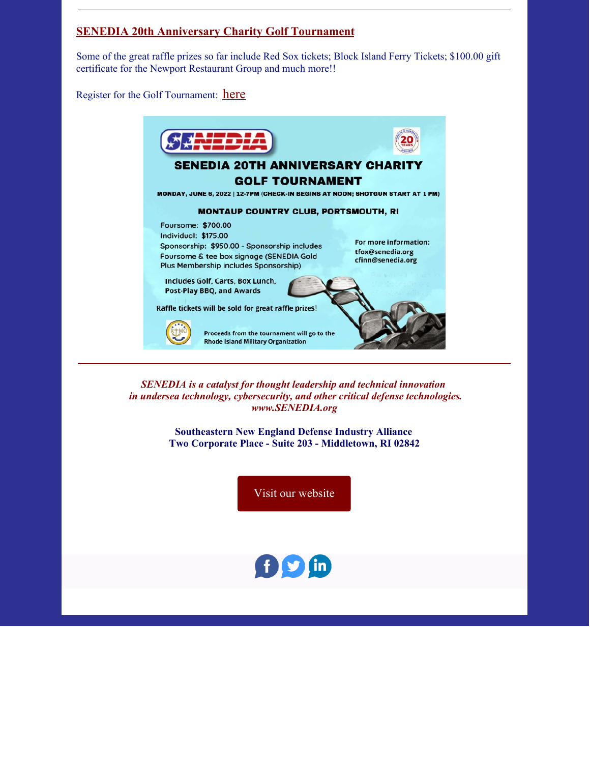## SENEDIA 20th Anniversary Charity Golf Tournament

Some of the great raffle prizes so far include Red Sox tickets; Block Island Ferry Tickets; $100.00 gift certificate for the Newport Restaurant Group and much more!!

Register for the Golf Tournament: here

SENEDIA

SENEDIA 20TH ANNIVERSARY CHARITY GOLF TOURNAMENT

MONDAY, JUNE 6, 2022 | 12-7PM (CHECK-IN BEGINS AT NOON; SHOTGUN START AT 1 PM)

MONTAUP COUNTRY CLUB, PORTSMOUTH, RI

Foursome: $700.00
Individual: $175.00
Sponsorship: $950.00 - Sponsorship includes Foursome & tee box signage (SENEDIA Gold Plus Membership includes Sponsorship)

For more information:
tfox@senedia.org
cfinn@senedia.org

Includes Golf, Carts, Box Lunch, Post-Play BBQ, and Awards

Raffle tickets will be sold for great raffle prizes!

Proceeds from the tournament will go to the Rhode Island Military Organization

---

*SENEDIA is a catalyst for thought leadership and technical innovation in undersea technology, cybersecurity, and other critical defense technologies.*
*www.SENEDIA.org*

**Southeastern New England Defense Industry Alliance**
**Two Corporate Place - Suite 203 - Middletown, RI 02842**

Visit our website